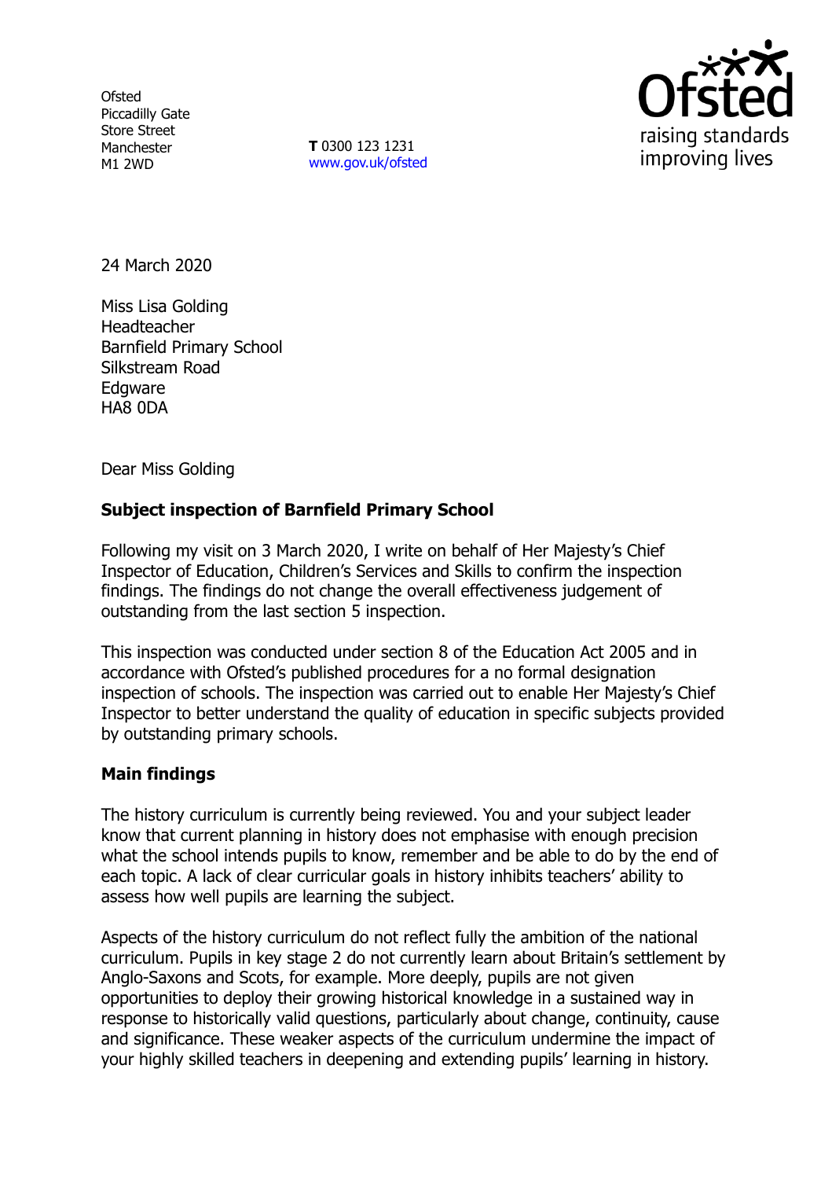Ofsted
Piccadilly Gate
Store Street
Manchester
M1 2WD

**T** 0300 123 1231
www.gov.uk/ofsted

24 March 2020

Miss Lisa Golding
Headteacher
Barnfield Primary School
Silkstream Road
Edgware
HA8 0DA

Dear Miss Golding

**Subject inspection of Barnfield Primary School**

Following my visit on 3 March 2020, I write on behalf of Her Majesty's Chief Inspector of Education, Children's Services and Skills to confirm the inspection findings. The findings do not change the overall effectiveness judgement of outstanding from the last section 5 inspection.

This inspection was conducted under section 8 of the Education Act 2005 and in accordance with Ofsted's published procedures for a no formal designation inspection of schools. The inspection was carried out to enable Her Majesty's Chief Inspector to better understand the quality of education in specific subjects provided by outstanding primary schools.

**Main findings**

The history curriculum is currently being reviewed. You and your subject leader know that current planning in history does not emphasise with enough precision what the school intends pupils to know, remember and be able to do by the end of each topic. A lack of clear curricular goals in history inhibits teachers' ability to assess how well pupils are learning the subject.

Aspects of the history curriculum do not reflect fully the ambition of the national curriculum. Pupils in key stage 2 do not currently learn about Britain's settlement by Anglo-Saxons and Scots, for example. More deeply, pupils are not given opportunities to deploy their growing historical knowledge in a sustained way in response to historically valid questions, particularly about change, continuity, cause and significance. These weaker aspects of the curriculum undermine the impact of your highly skilled teachers in deepening and extending pupils' learning in history.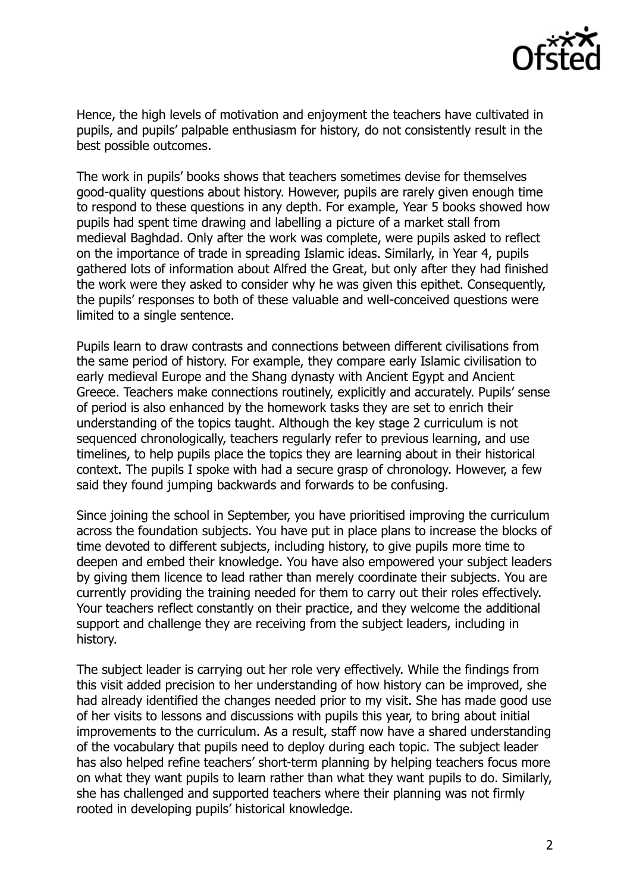Hence, the high levels of motivation and enjoyment the teachers have cultivated in pupils, and pupils' palpable enthusiasm for history, do not consistently result in the best possible outcomes.

The work in pupils' books shows that teachers sometimes devise for themselves good-quality questions about history. However, pupils are rarely given enough time to respond to these questions in any depth. For example, Year 5 books showed how pupils had spent time drawing and labelling a picture of a market stall from medieval Baghdad. Only after the work was complete, were pupils asked to reflect on the importance of trade in spreading Islamic ideas. Similarly, in Year 4, pupils gathered lots of information about Alfred the Great, but only after they had finished the work were they asked to consider why he was given this epithet. Consequently, the pupils' responses to both of these valuable and well-conceived questions were limited to a single sentence.

Pupils learn to draw contrasts and connections between different civilisations from the same period of history. For example, they compare early Islamic civilisation to early medieval Europe and the Shang dynasty with Ancient Egypt and Ancient Greece. Teachers make connections routinely, explicitly and accurately. Pupils' sense of period is also enhanced by the homework tasks they are set to enrich their understanding of the topics taught. Although the key stage 2 curriculum is not sequenced chronologically, teachers regularly refer to previous learning, and use timelines, to help pupils place the topics they are learning about in their historical context. The pupils I spoke with had a secure grasp of chronology. However, a few said they found jumping backwards and forwards to be confusing.

Since joining the school in September, you have prioritised improving the curriculum across the foundation subjects. You have put in place plans to increase the blocks of time devoted to different subjects, including history, to give pupils more time to deepen and embed their knowledge. You have also empowered your subject leaders by giving them licence to lead rather than merely coordinate their subjects. You are currently providing the training needed for them to carry out their roles effectively. Your teachers reflect constantly on their practice, and they welcome the additional support and challenge they are receiving from the subject leaders, including in history.

The subject leader is carrying out her role very effectively. While the findings from this visit added precision to her understanding of how history can be improved, she had already identified the changes needed prior to my visit. She has made good use of her visits to lessons and discussions with pupils this year, to bring about initial improvements to the curriculum. As a result, staff now have a shared understanding of the vocabulary that pupils need to deploy during each topic. The subject leader has also helped refine teachers' short-term planning by helping teachers focus more on what they want pupils to learn rather than what they want pupils to do. Similarly, she has challenged and supported teachers where their planning was not firmly rooted in developing pupils' historical knowledge.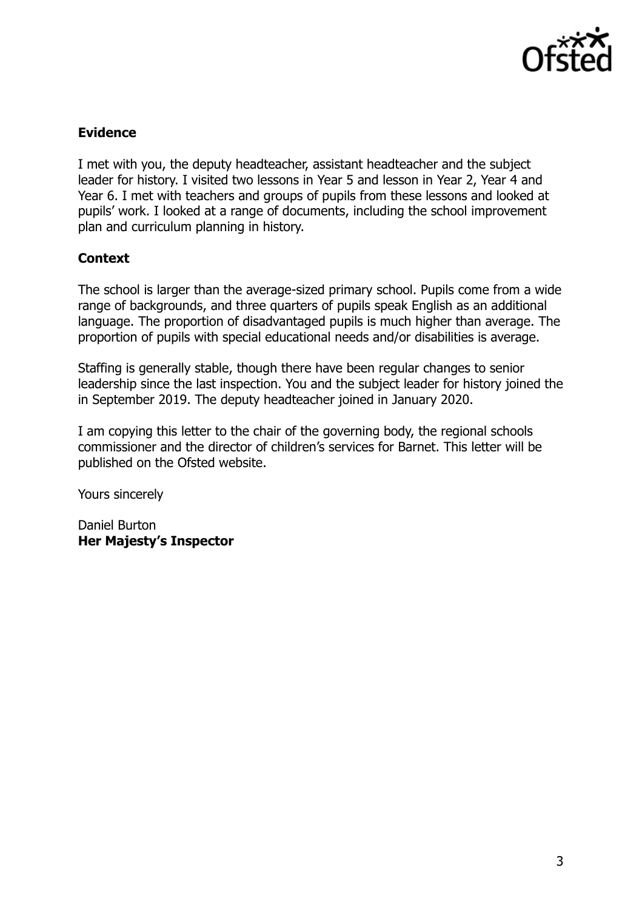**Evidence**

I met with you, the deputy headteacher, assistant headteacher and the subject leader for history. I visited two lessons in Year 5 and lesson in Year 2, Year 4 and Year 6. I met with teachers and groups of pupils from these lessons and looked at pupils' work. I looked at a range of documents, including the school improvement plan and curriculum planning in history.

**Context**

The school is larger than the average-sized primary school. Pupils come from a wide range of backgrounds, and three quarters of pupils speak English as an additional language. The proportion of disadvantaged pupils is much higher than average. The proportion of pupils with special educational needs and/or disabilities is average.

Staffing is generally stable, though there have been regular changes to senior leadership since the last inspection. You and the subject leader for history joined the in September 2019. The deputy headteacher joined in January 2020.

I am copying this letter to the chair of the governing body, the regional schools commissioner and the director of children's services for Barnet. This letter will be published on the Ofsted website.

Yours sincerely

Daniel Burton
**Her Majesty's Inspector**